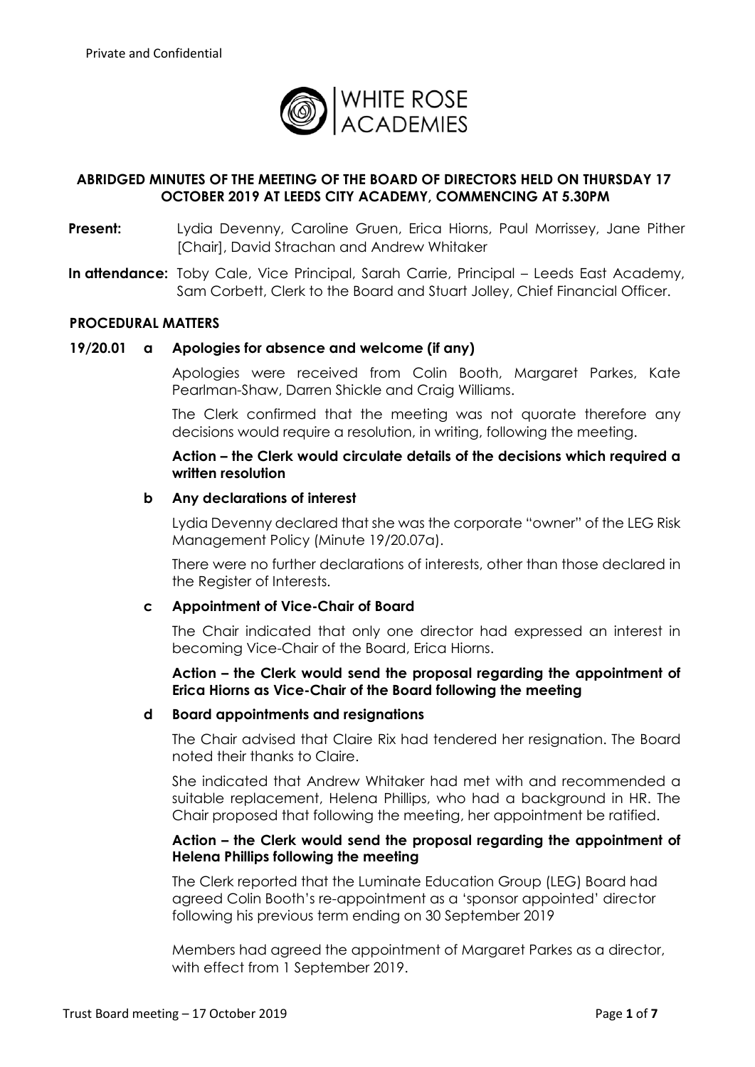Private and Confidential

WHITE ROSE ACADEMIES

## ABRIDGED MINUTES OF THE MEETING OF THE BOARD OF DIRECTORS HELD ON THURSDAY 17 OCTOBER 2019 AT LEEDS CITY ACADEMY, COMMENCING AT 5.30PM

**Present:** Lydia Devenny, Caroline Gruen, Erica Hiorns, Paul Morrissey, Jane Pither [Chair], David Strachan and Andrew Whitaker

**In attendance:** Toby Cale, Vice Principal, Sarah Carrie, Principal – Leeds East Academy, Sam Corbett, Clerk to the Board and Stuart Jolley, Chief Financial Officer.

### PROCEDURAL MATTERS

**19/20.01 a Apologies for absence and welcome (if any)**

Apologies were received from Colin Booth, Margaret Parkes, Kate Pearlman-Shaw, Darren Shickle and Craig Williams.

The Clerk confirmed that the meeting was not quorate therefore any decisions would require a resolution, in writing, following the meeting.

**Action – the Clerk would circulate details of the decisions which required a written resolution**

**b Any declarations of interest**

Lydia Devenny declared that she was the corporate "owner" of the LEG Risk Management Policy (Minute 19/20.07a).

There were no further declarations of interests, other than those declared in the Register of Interests.

**c Appointment of Vice-Chair of Board**

The Chair indicated that only one director had expressed an interest in becoming Vice-Chair of the Board, Erica Hiorns.

**Action – the Clerk would send the proposal regarding the appointment of Erica Hiorns as Vice-Chair of the Board following the meeting**

**d Board appointments and resignations**

The Chair advised that Claire Rix had tendered her resignation. The Board noted their thanks to Claire.

She indicated that Andrew Whitaker had met with and recommended a suitable replacement, Helena Phillips, who had a background in HR. The Chair proposed that following the meeting, her appointment be ratified.

**Action – the Clerk would send the proposal regarding the appointment of Helena Phillips following the meeting**

The Clerk reported that the Luminate Education Group (LEG) Board had agreed Colin Booth's re-appointment as a 'sponsor appointed' director following his previous term ending on 30 September 2019

Members had agreed the appointment of Margaret Parkes as a director, with effect from 1 September 2019.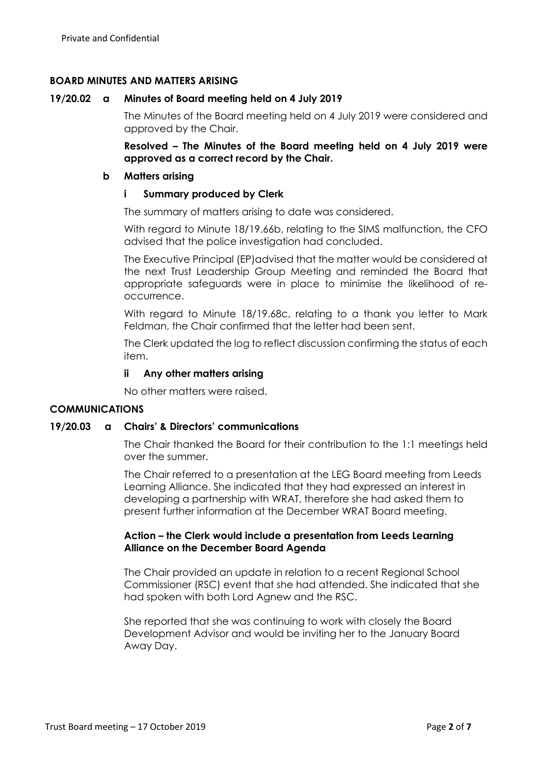## BOARD MINUTES AND MATTERS ARISING

**19/20.02 a Minutes of Board meeting held on 4 July 2019**

The Minutes of the Board meeting held on 4 July 2019 were considered and approved by the Chair.

**Resolved – The Minutes of the Board meeting held on 4 July 2019 were approved as a correct record by the Chair.**

**b Matters arising**

**i Summary produced by Clerk**

The summary of matters arising to date was considered.

With regard to Minute 18/19.66b, relating to the SIMS malfunction, the CFO advised that the police investigation had concluded.

The Executive Principal (EP)advised that the matter would be considered at the next Trust Leadership Group Meeting and reminded the Board that appropriate safeguards were in place to minimise the likelihood of re-occurrence.

With regard to Minute 18/19.68c, relating to a thank you letter to Mark Feldman, the Chair confirmed that the letter had been sent.

The Clerk updated the log to reflect discussion confirming the status of each item.

**ii Any other matters arising**

No other matters were raised.

## COMMUNICATIONS

**19/20.03 a Chairs' & Directors' communications**

The Chair thanked the Board for their contribution to the 1:1 meetings held over the summer.

The Chair referred to a presentation at the LEG Board meeting from Leeds Learning Alliance. She indicated that they had expressed an interest in developing a partnership with WRAT, therefore she had asked them to present further information at the December WRAT Board meeting.

**Action – the Clerk would include a presentation from Leeds Learning Alliance on the December Board Agenda**

The Chair provided an update in relation to a recent Regional School Commissioner (RSC) event that she had attended. She indicated that she had spoken with both Lord Agnew and the RSC.

She reported that she was continuing to work with closely the Board Development Advisor and would be inviting her to the January Board Away Day.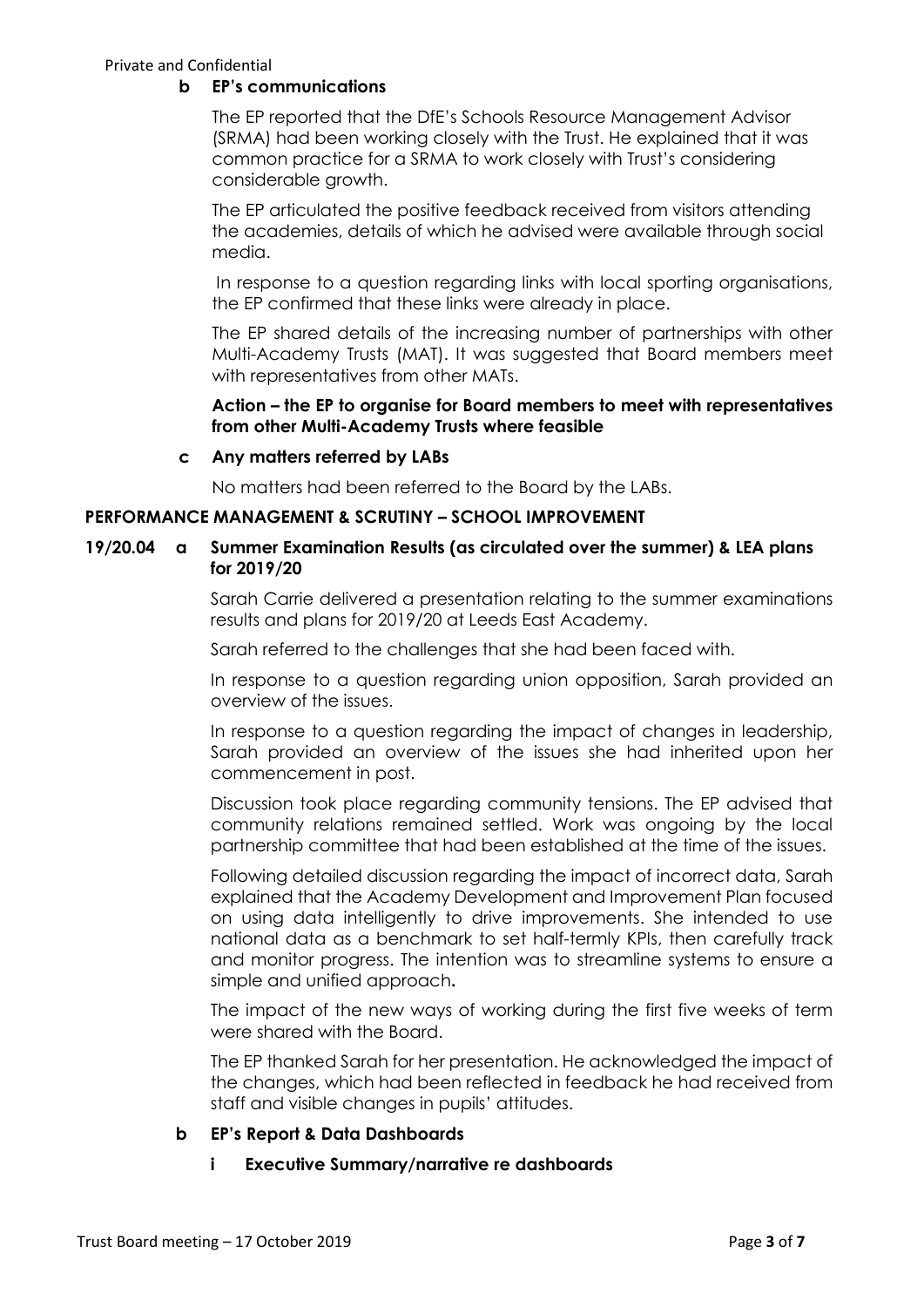### b EP's communications

The EP reported that the DfE's Schools Resource Management Advisor (SRMA) had been working closely with the Trust. He explained that it was common practice for a SRMA to work closely with Trust's considering considerable growth.

The EP articulated the positive feedback received from visitors attending the academies, details of which he advised were available through social media.

In response to a question regarding links with local sporting organisations, the EP confirmed that these links were already in place.

The EP shared details of the increasing number of partnerships with other Multi-Academy Trusts (MAT). It was suggested that Board members meet with representatives from other MATs.

**Action – the EP to organise for Board members to meet with representatives from other Multi-Academy Trusts where feasible**

### c Any matters referred by LABs

No matters had been referred to the Board by the LABs.

## PERFORMANCE MANAGEMENT & SCRUTINY – SCHOOL IMPROVEMENT

### 19/20.04 a Summer Examination Results (as circulated over the summer) & LEA plans for 2019/20

Sarah Carrie delivered a presentation relating to the summer examinations results and plans for 2019/20 at Leeds East Academy.

Sarah referred to the challenges that she had been faced with.

In response to a question regarding union opposition, Sarah provided an overview of the issues.

In response to a question regarding the impact of changes in leadership, Sarah provided an overview of the issues she had inherited upon her commencement in post.

Discussion took place regarding community tensions. The EP advised that community relations remained settled. Work was ongoing by the local partnership committee that had been established at the time of the issues.

Following detailed discussion regarding the impact of incorrect data, Sarah explained that the Academy Development and Improvement Plan focused on using data intelligently to drive improvements. She intended to use national data as a benchmark to set half-termly KPIs, then carefully track and monitor progress. The intention was to streamline systems to ensure a simple and unified approach.

The impact of the new ways of working during the first five weeks of term were shared with the Board.

The EP thanked Sarah for her presentation. He acknowledged the impact of the changes, which had been reflected in feedback he had received from staff and visible changes in pupils' attitudes.

### b EP's Report & Data Dashboards

#### i Executive Summary/narrative re dashboards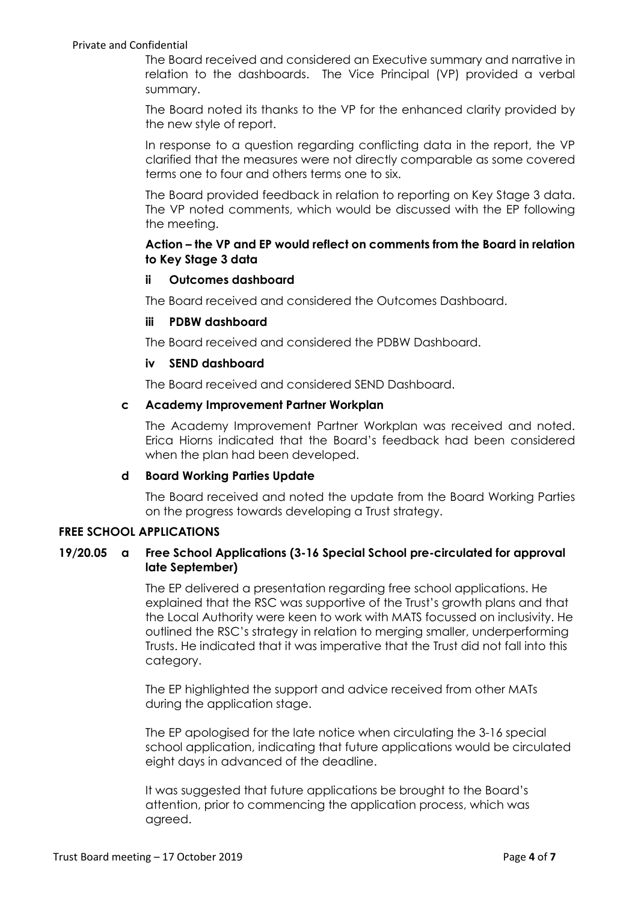The Board received and considered an Executive summary and narrative in relation to the dashboards. The Vice Principal (VP) provided a verbal summary.

The Board noted its thanks to the VP for the enhanced clarity provided by the new style of report.

In response to a question regarding conflicting data in the report, the VP clarified that the measures were not directly comparable as some covered terms one to four and others terms one to six.

The Board provided feedback in relation to reporting on Key Stage 3 data. The VP noted comments, which would be discussed with the EP following the meeting.

**Action – the VP and EP would reflect on comments from the Board in relation to Key Stage 3 data**

**ii Outcomes dashboard**

The Board received and considered the Outcomes Dashboard.

**iii PDBW dashboard**

The Board received and considered the PDBW Dashboard.

**iv SEND dashboard**

The Board received and considered SEND Dashboard.

**c Academy Improvement Partner Workplan**

The Academy Improvement Partner Workplan was received and noted. Erica Hiorns indicated that the Board's feedback had been considered when the plan had been developed.

**d Board Working Parties Update**

The Board received and noted the update from the Board Working Parties on the progress towards developing a Trust strategy.

**FREE SCHOOL APPLICATIONS**

**19/20.05 a Free School Applications (3-16 Special School pre-circulated for approval late September)**

The EP delivered a presentation regarding free school applications. He explained that the RSC was supportive of the Trust's growth plans and that the Local Authority were keen to work with MATS focussed on inclusivity. He outlined the RSC's strategy in relation to merging smaller, underperforming Trusts. He indicated that it was imperative that the Trust did not fall into this category.

The EP highlighted the support and advice received from other MATs during the application stage.

The EP apologised for the late notice when circulating the 3-16 special school application, indicating that future applications would be circulated eight days in advanced of the deadline.

It was suggested that future applications be brought to the Board's attention, prior to commencing the application process, which was agreed.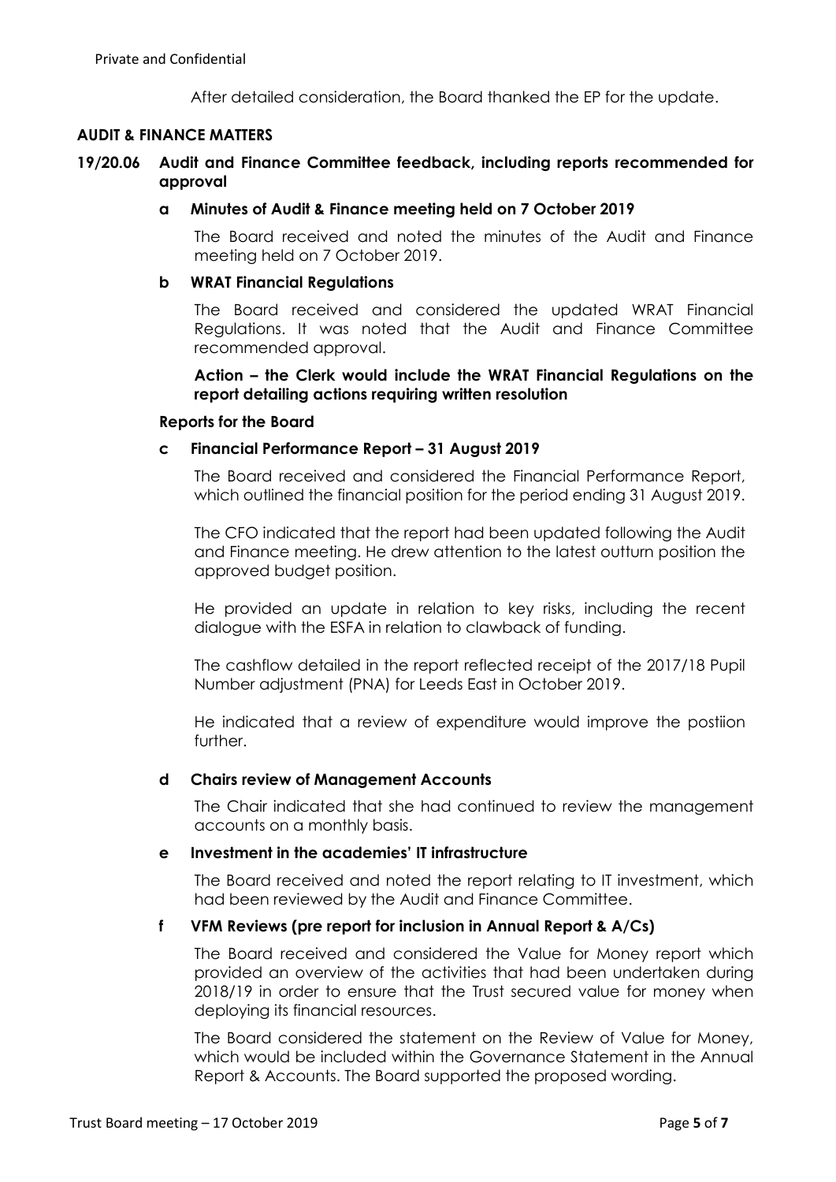After detailed consideration, the Board thanked the EP for the update.

## AUDIT & FINANCE MATTERS

### 19/20.06 Audit and Finance Committee feedback, including reports recommended for approval

**a Minutes of Audit & Finance meeting held on 7 October 2019**

The Board received and noted the minutes of the Audit and Finance meeting held on 7 October 2019.

**b WRAT Financial Regulations**

The Board received and considered the updated WRAT Financial Regulations. It was noted that the Audit and Finance Committee recommended approval.

**Action – the Clerk would include the WRAT Financial Regulations on the report detailing actions requiring written resolution**

**Reports for the Board**

**c Financial Performance Report – 31 August 2019**

The Board received and considered the Financial Performance Report, which outlined the financial position for the period ending 31 August 2019.

The CFO indicated that the report had been updated following the Audit and Finance meeting. He drew attention to the latest outturn position the approved budget position.

He provided an update in relation to key risks, including the recent dialogue with the ESFA in relation to clawback of funding.

The cashflow detailed in the report reflected receipt of the 2017/18 Pupil Number adjustment (PNA) for Leeds East in October 2019.

He indicated that a review of expenditure would improve the postiion further.

**d Chairs review of Management Accounts**

The Chair indicated that she had continued to review the management accounts on a monthly basis.

**e Investment in the academies' IT infrastructure**

The Board received and noted the report relating to IT investment, which had been reviewed by the Audit and Finance Committee.

**f VFM Reviews (pre report for inclusion in Annual Report & A/Cs)**

The Board received and considered the Value for Money report which provided an overview of the activities that had been undertaken during 2018/19 in order to ensure that the Trust secured value for money when deploying its financial resources.

The Board considered the statement on the Review of Value for Money, which would be included within the Governance Statement in the Annual Report & Accounts. The Board supported the proposed wording.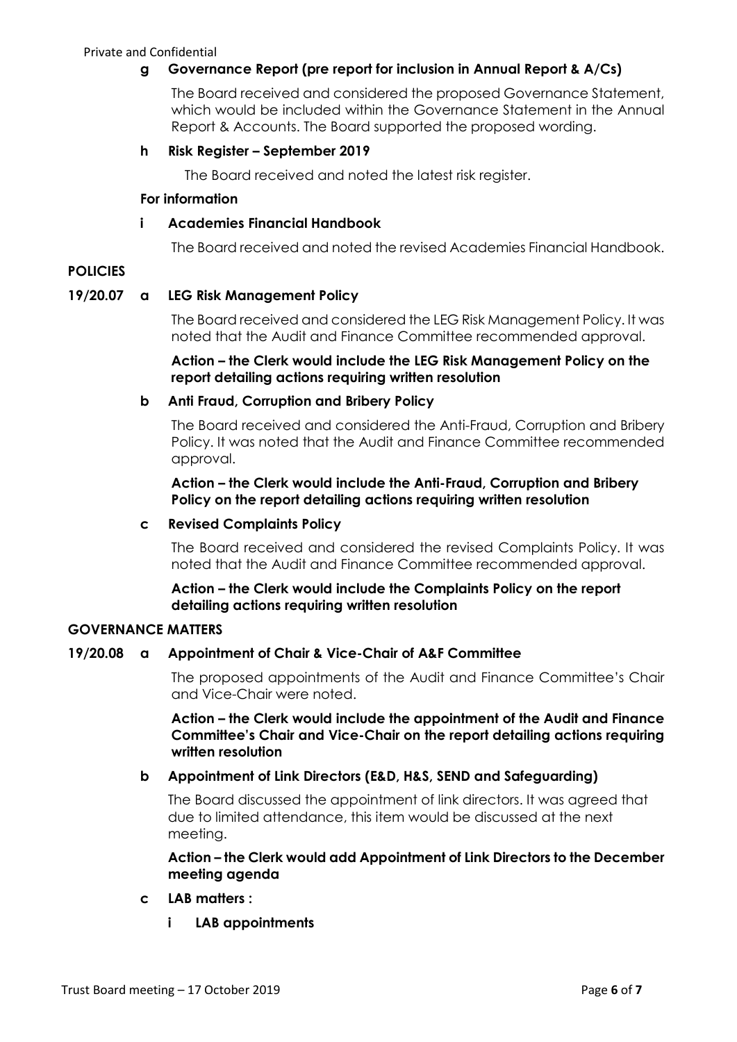**g Governance Report (pre report for inclusion in Annual Report & A/Cs)**

The Board received and considered the proposed Governance Statement, which would be included within the Governance Statement in the Annual Report & Accounts. The Board supported the proposed wording.

**h Risk Register – September 2019**

The Board received and noted the latest risk register.

**For information**

**i Academies Financial Handbook**

The Board received and noted the revised Academies Financial Handbook.

**POLICIES**

**19/20.07 a LEG Risk Management Policy**

The Board received and considered the LEG Risk Management Policy. It was noted that the Audit and Finance Committee recommended approval.

**Action – the Clerk would include the LEG Risk Management Policy on the report detailing actions requiring written resolution**

**b Anti Fraud, Corruption and Bribery Policy**

The Board received and considered the Anti-Fraud, Corruption and Bribery Policy. It was noted that the Audit and Finance Committee recommended approval.

**Action – the Clerk would include the Anti-Fraud, Corruption and Bribery Policy on the report detailing actions requiring written resolution**

**c Revised Complaints Policy**

The Board received and considered the revised Complaints Policy. It was noted that the Audit and Finance Committee recommended approval.

**Action – the Clerk would include the Complaints Policy on the report detailing actions requiring written resolution**

**GOVERNANCE MATTERS**

**19/20.08 a Appointment of Chair & Vice-Chair of A&F Committee**

The proposed appointments of the Audit and Finance Committee's Chair and Vice-Chair were noted.

**Action – the Clerk would include the appointment of the Audit and Finance Committee's Chair and Vice-Chair on the report detailing actions requiring written resolution**

**b Appointment of Link Directors (E&D, H&S, SEND and Safeguarding)**

The Board discussed the appointment of link directors. It was agreed that due to limited attendance, this item would be discussed at the next meeting.

**Action – the Clerk would add Appointment of Link Directors to the December meeting agenda**

**c LAB matters :**

**i LAB appointments**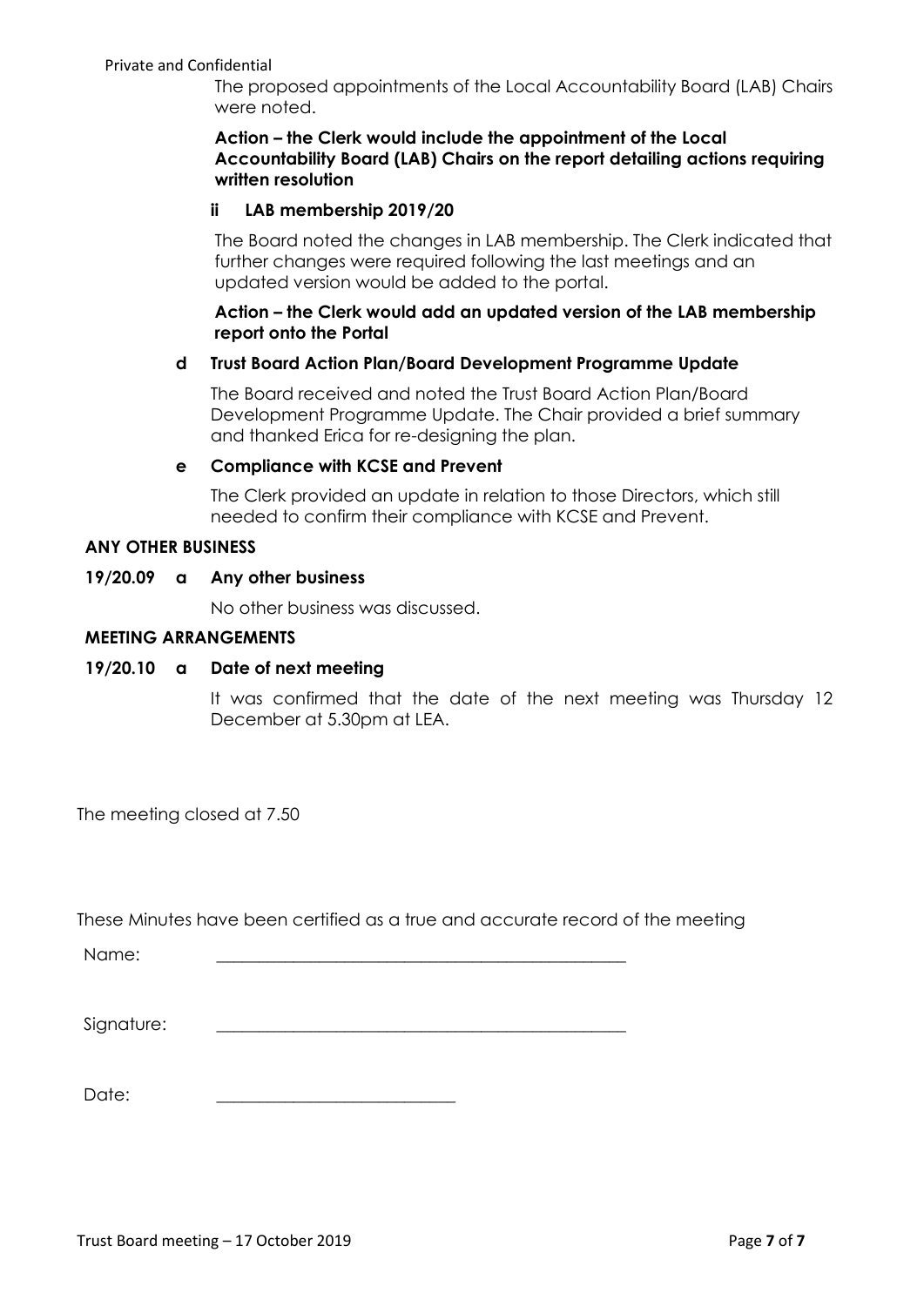The proposed appointments of the Local Accountability Board (LAB) Chairs were noted.

**Action – the Clerk would include the appointment of the Local Accountability Board (LAB) Chairs on the report detailing actions requiring written resolution**

**ii LAB membership 2019/20**

The Board noted the changes in LAB membership. The Clerk indicated that further changes were required following the last meetings and an updated version would be added to the portal.

**Action – the Clerk would add an updated version of the LAB membership report onto the Portal**

**d Trust Board Action Plan/Board Development Programme Update**

The Board received and noted the Trust Board Action Plan/Board Development Programme Update. The Chair provided a brief summary and thanked Erica for re-designing the plan.

**e Compliance with KCSE and Prevent**

The Clerk provided an update in relation to those Directors, which still needed to confirm their compliance with KCSE and Prevent.

**ANY OTHER BUSINESS**

**19/20.09 a Any other business**

No other business was discussed.

**MEETING ARRANGEMENTS**

**19/20.10 a Date of next meeting**

It was confirmed that the date of the next meeting was Thursday 12 December at 5.30pm at LEA.

The meeting closed at 7.50

These Minutes have been certified as a true and accurate record of the meeting

Name: ______________________________

Signature: ______________________________

Date: ____________________